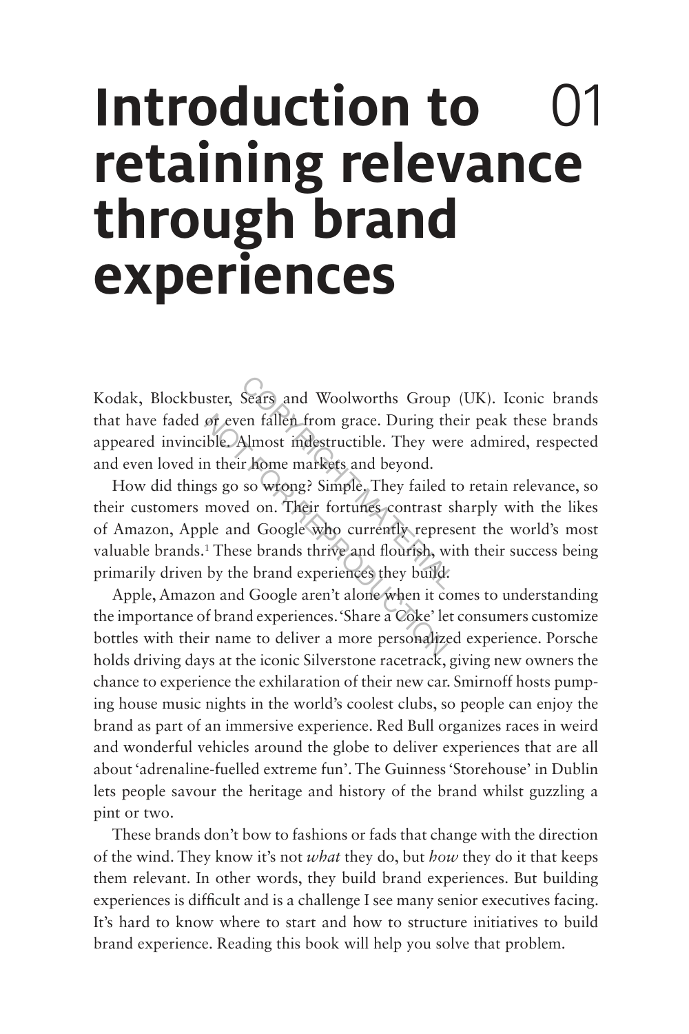# 01 Introduction to retaining relevance through brand experiences

Kodak, Blockbuster, Sears and Woolworths Group (UK). Iconic brands that have faded or even fallen from grace. During their peak these brands appeared invincible. Almost indestructible. They were admired, respected and even loved in their home markets and beyond.

How did things go so wrong? Simple. They failed to retain relevance, so their customers moved on. Their fortunes contrast sharply with the likes of Amazon, Apple and Google who currently represent the world's most valuable brands.[1] These brands thrive and flourish, with their success being primarily driven by the brand experiences they build.

Apple, Amazon and Google aren't alone when it comes to understanding the importance of brand experiences. 'Share a Coke' let consumers customize bottles with their name to deliver a more personalized experience. Porsche holds driving days at the iconic Silverstone racetrack, giving new owners the chance to experience the exhilaration of their new car. Smirnoff hosts pumping house music nights in the world's coolest clubs, so people can enjoy the brand as part of an immersive experience. Red Bull organizes races in weird and wonderful vehicles around the globe to deliver experiences that are all about 'adrenaline-fuelled extreme fun'. The Guinness 'Storehouse' in Dublin lets people savour the heritage and history of the brand whilst guzzling a pint or two.

These brands don't bow to fashions or fads that change with the direction of the wind. They know it's not *what* they do, but *how* they do it that keeps them relevant. In other words, they build brand experiences. But building experiences is difficult and is a challenge I see many senior executives facing. It's hard to know where to start and how to structure initiatives to build brand experience. Reading this book will help you solve that problem.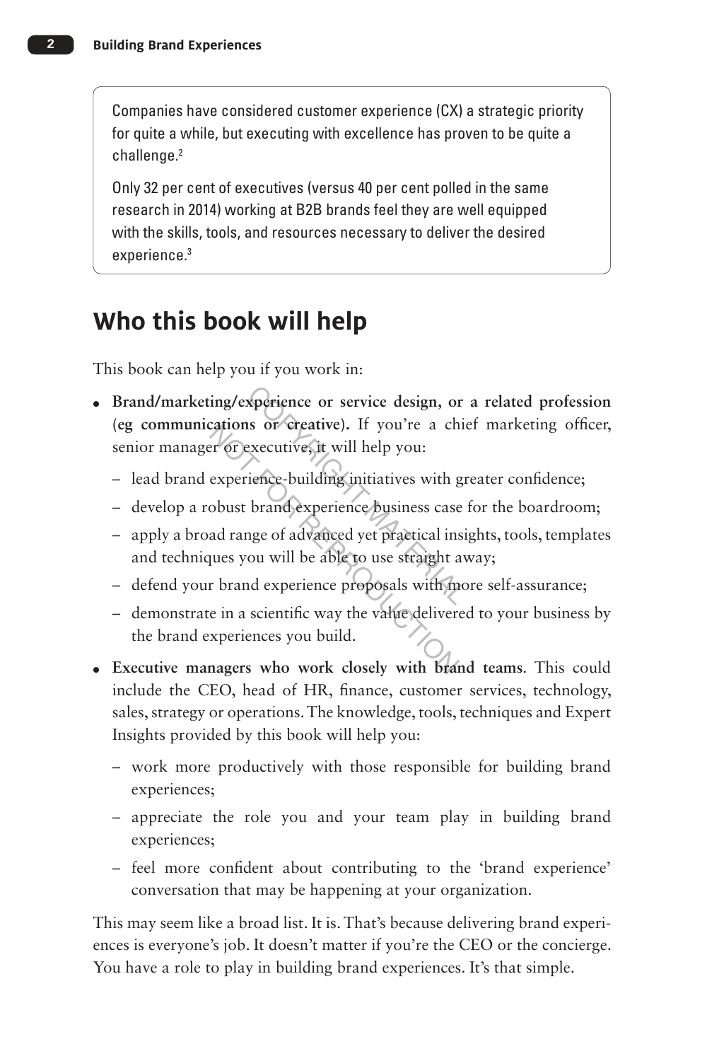> Companies have considered customer experience (CX) a strategic priority for quite a while, but executing with excellence has proven to be quite a challenge.[2]
>
> Only 32 per cent of executives (versus 40 per cent polled in the same research in 2014) working at B2B brands feel they are well equipped with the skills, tools, and resources necessary to deliver the desired experience.[3]

## Who this book will help

This book can help you if you work in:

- **Brand/marketing/experience or service design, or a related profession (eg communications or creative).** If you're a chief marketing officer, senior manager or executive, it will help you:
  - lead brand experience-building initiatives with greater confidence;
  - develop a robust brand experience business case for the boardroom;
  - apply a broad range of advanced yet practical insights, tools, templates and techniques you will be able to use straight away;
  - defend your brand experience proposals with more self-assurance;
  - demonstrate in a scientific way the value delivered to your business by the brand experiences you build.
- **Executive managers who work closely with brand teams**. This could include the CEO, head of HR, finance, customer services, technology, sales, strategy or operations. The knowledge, tools, techniques and Expert Insights provided by this book will help you:
  - work more productively with those responsible for building brand experiences;
  - appreciate the role you and your team play in building brand experiences;
  - feel more confident about contributing to the 'brand experience' conversation that may be happening at your organization.

This may seem like a broad list. It is. That's because delivering brand experiences is everyone's job. It doesn't matter if you're the CEO or the concierge. You have a role to play in building brand experiences. It's that simple.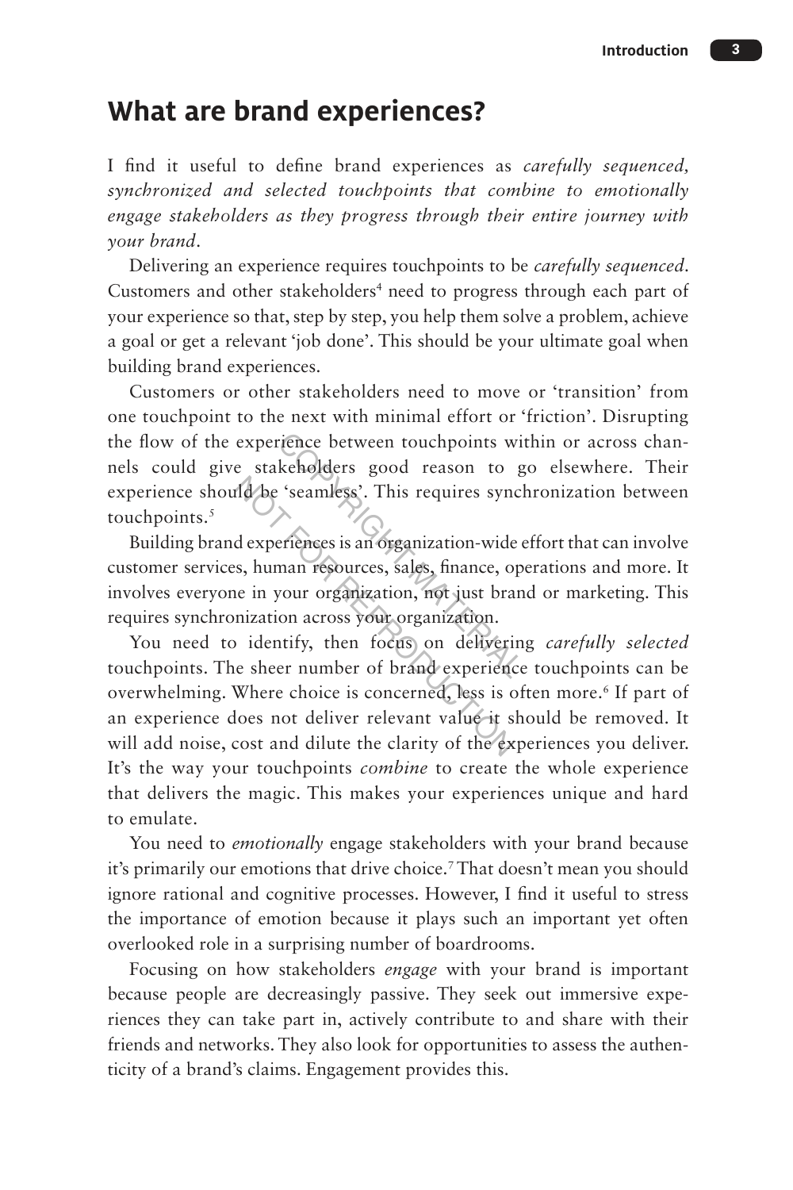## What are brand experiences?

I find it useful to define brand experiences as *carefully sequenced, synchronized and selected touchpoints that combine to emotionally engage stakeholders as they progress through their entire journey with your brand*.

Delivering an experience requires touchpoints to be *carefully sequenced*. Customers and other stakeholders[4] need to progress through each part of your experience so that, step by step, you help them solve a problem, achieve a goal or get a relevant 'job done'. This should be your ultimate goal when building brand experiences.

Customers or other stakeholders need to move or 'transition' from one touchpoint to the next with minimal effort or 'friction'. Disrupting the flow of the experience between touchpoints within or across channels could give stakeholders good reason to go elsewhere. Their experience should be 'seamless'. This requires synchronization between touchpoints.[5]

Building brand experiences is an organization-wide effort that can involve customer services, human resources, sales, finance, operations and more. It involves everyone in your organization, not just brand or marketing. This requires synchronization across your organization.

You need to identify, then focus on delivering *carefully selected* touchpoints. The sheer number of brand experience touchpoints can be overwhelming. Where choice is concerned, less is often more.[6] If part of an experience does not deliver relevant value it should be removed. It will add noise, cost and dilute the clarity of the experiences you deliver. It's the way your touchpoints *combine* to create the whole experience that delivers the magic. This makes your experiences unique and hard to emulate.

You need to *emotionally* engage stakeholders with your brand because it's primarily our emotions that drive choice.[7] That doesn't mean you should ignore rational and cognitive processes. However, I find it useful to stress the importance of emotion because it plays such an important yet often overlooked role in a surprising number of boardrooms.

Focusing on how stakeholders *engage* with your brand is important because people are decreasingly passive. They seek out immersive experiences they can take part in, actively contribute to and share with their friends and networks. They also look for opportunities to assess the authenticity of a brand's claims. Engagement provides this.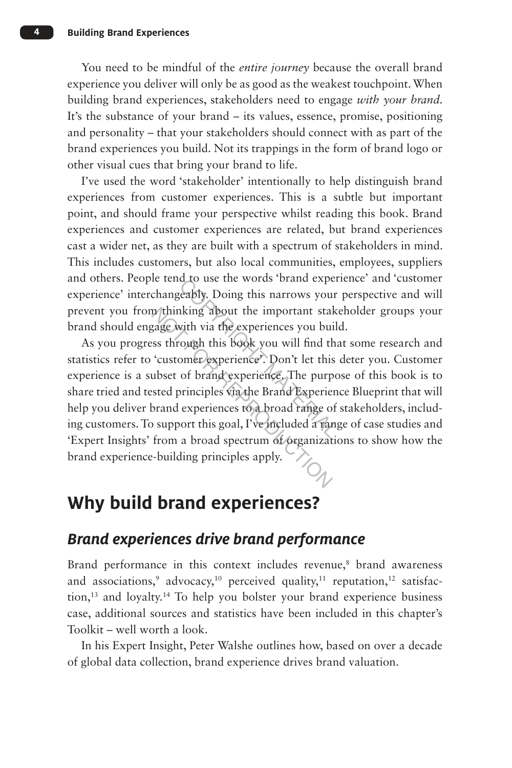You need to be mindful of the *entire journey* because the overall brand experience you deliver will only be as good as the weakest touchpoint. When building brand experiences, stakeholders need to engage *with your brand*. It's the substance of your brand – its values, essence, promise, positioning and personality – that your stakeholders should connect with as part of the brand experiences you build. Not its trappings in the form of brand logo or other visual cues that bring your brand to life.

I've used the word 'stakeholder' intentionally to help distinguish brand experiences from customer experiences. This is a subtle but important point, and should frame your perspective whilst reading this book. Brand experiences and customer experiences are related, but brand experiences cast a wider net, as they are built with a spectrum of stakeholders in mind. This includes customers, but also local communities, employees, suppliers and others. People tend to use the words 'brand experience' and 'customer experience' interchangeably. Doing this narrows your perspective and will prevent you from thinking about the important stakeholder groups your brand should engage with via the experiences you build.

As you progress through this book you will find that some research and statistics refer to 'customer experience'. Don't let this deter you. Customer experience is a subset of brand experience. The purpose of this book is to share tried and tested principles via the Brand Experience Blueprint that will help you deliver brand experiences to a broad range of stakeholders, including customers. To support this goal, I've included a range of case studies and 'Expert Insights' from a broad spectrum of organizations to show how the brand experience-building principles apply.

## Why build brand experiences?

### *Brand experiences drive brand performance*

Brand performance in this context includes revenue,[8] brand awareness and associations,[9] advocacy,[10] perceived quality,[11] reputation,[12] satisfaction,[13] and loyalty.[14] To help you bolster your brand experience business case, additional sources and statistics have been included in this chapter's Toolkit – well worth a look.

In his Expert Insight, Peter Walshe outlines how, based on over a decade of global data collection, brand experience drives brand valuation.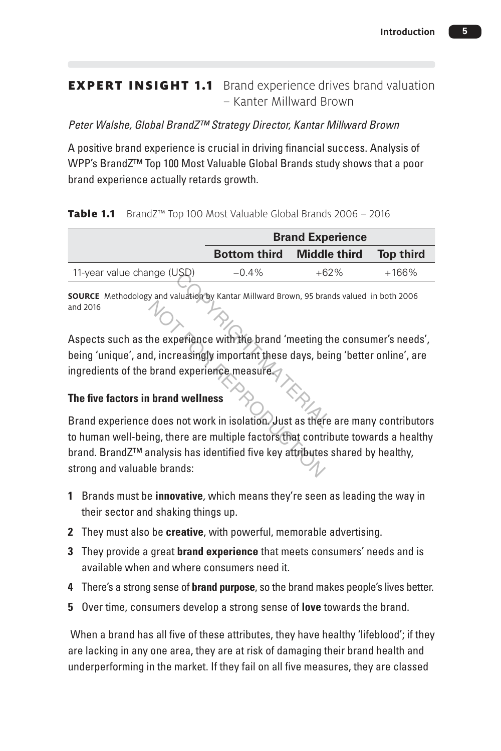## EXPERT INSIGHT 1.1 Brand experience drives brand valuation – Kanter Millward Brown

*Peter Walshe, Global BrandZ™ Strategy Director, Kantar Millward Brown*

A positive brand experience is crucial in driving financial success. Analysis of WPP's BrandZ™ Top 100 Most Valuable Global Brands study shows that a poor brand experience actually retards growth.

**Table 1.1** BrandZ™ Top 100 Most Valuable Global Brands 2006 – 2016

| | Brand Experience | | |
|---|---|---|---|
| | **Bottom third** | **Middle third** | **Top third** |
| 11-year value change (USD) | –0.4% | +62% | +166% |

**SOURCE** Methodology and valuation by Kantar Millward Brown, 95 brands valued in both 2006 and 2016

Aspects such as the experience with the brand 'meeting the consumer's needs', being 'unique', and, increasingly important these days, being 'better online', are ingredients of the brand experience measure.

### The five factors in brand wellness

Brand experience does not work in isolation. Just as there are many contributors to human well-being, there are multiple factors that contribute towards a healthy brand. BrandZ™ analysis has identified five key attributes shared by healthy, strong and valuable brands:

1. Brands must be **innovative**, which means they're seen as leading the way in their sector and shaking things up.
2. They must also be **creative**, with powerful, memorable advertising.
3. They provide a great **brand experience** that meets consumers' needs and is available when and where consumers need it.
4. There's a strong sense of **brand purpose**, so the brand makes people's lives better.
5. Over time, consumers develop a strong sense of **love** towards the brand.

When a brand has all five of these attributes, they have healthy 'lifeblood'; if they are lacking in any one area, they are at risk of damaging their brand health and underperforming in the market. If they fail on all five measures, they are classed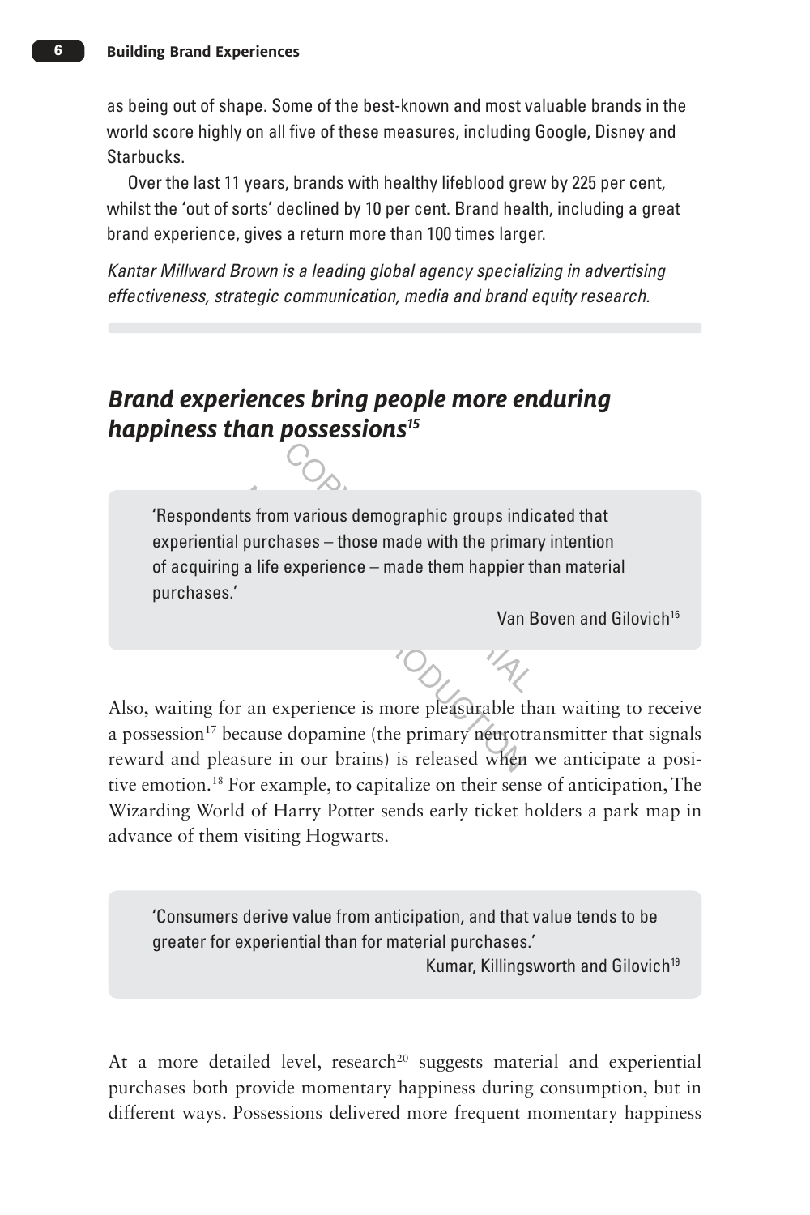as being out of shape. Some of the best-known and most valuable brands in the world score highly on all five of these measures, including Google, Disney and Starbucks.

Over the last 11 years, brands with healthy lifeblood grew by 225 per cent, whilst the 'out of sorts' declined by 10 per cent. Brand health, including a great brand experience, gives a return more than 100 times larger.

*Kantar Millward Brown is a leading global agency specializing in advertising effectiveness, strategic communication, media and brand equity research.*

## *Brand experiences bring people more enduring happiness than possessions*[15]

> 'Respondents from various demographic groups indicated that experiential purchases – those made with the primary intention of acquiring a life experience – made them happier than material purchases.'
>
> Van Boven and Gilovich[16]

Also, waiting for an experience is more pleasurable than waiting to receive a possession[17] because dopamine (the primary neurotransmitter that signals reward and pleasure in our brains) is released when we anticipate a positive emotion.[18] For example, to capitalize on their sense of anticipation, The Wizarding World of Harry Potter sends early ticket holders a park map in advance of them visiting Hogwarts.

> 'Consumers derive value from anticipation, and that value tends to be greater for experiential than for material purchases.'
>
> Kumar, Killingsworth and Gilovich[19]

At a more detailed level, research[20] suggests material and experiential purchases both provide momentary happiness during consumption, but in different ways. Possessions delivered more frequent momentary happiness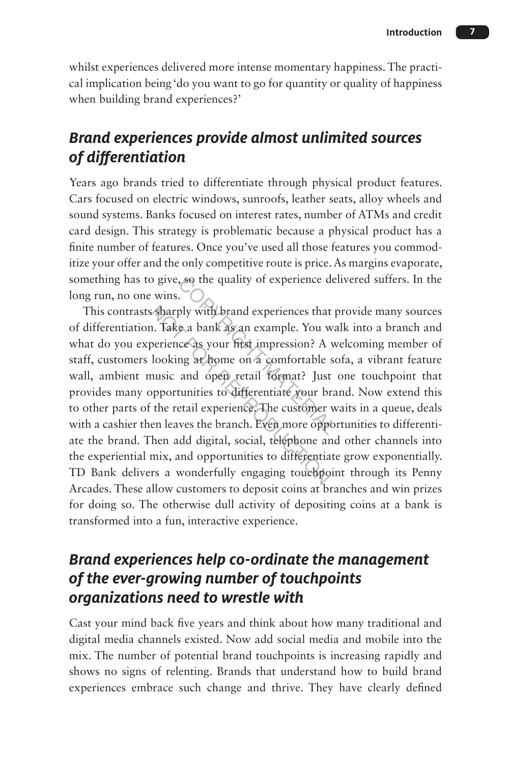whilst experiences delivered more intense momentary happiness. The practical implication being 'do you want to go for quantity or quality of happiness when building brand experiences?'

## *Brand experiences provide almost unlimited sources of differentiation*

Years ago brands tried to differentiate through physical product features. Cars focused on electric windows, sunroofs, leather seats, alloy wheels and sound systems. Banks focused on interest rates, number of ATMs and credit card design. This strategy is problematic because a physical product has a finite number of features. Once you've used all those features you commoditize your offer and the only competitive route is price. As margins evaporate, something has to give, so the quality of experience delivered suffers. In the long run, no one wins.

This contrasts sharply with brand experiences that provide many sources of differentiation. Take a bank as an example. You walk into a branch and what do you experience as your first impression? A welcoming member of staff, customers looking at home on a comfortable sofa, a vibrant feature wall, ambient music and open retail format? Just one touchpoint that provides many opportunities to differentiate your brand. Now extend this to other parts of the retail experience. The customer waits in a queue, deals with a cashier then leaves the branch. Even more opportunities to differentiate the brand. Then add digital, social, telephone and other channels into the experiential mix, and opportunities to differentiate grow exponentially. TD Bank delivers a wonderfully engaging touchpoint through its Penny Arcades. These allow customers to deposit coins at branches and win prizes for doing so. The otherwise dull activity of depositing coins at a bank is transformed into a fun, interactive experience.

## *Brand experiences help co-ordinate the management of the ever-growing number of touchpoints organizations need to wrestle with*

Cast your mind back five years and think about how many traditional and digital media channels existed. Now add social media and mobile into the mix. The number of potential brand touchpoints is increasing rapidly and shows no signs of relenting. Brands that understand how to build brand experiences embrace such change and thrive. They have clearly defined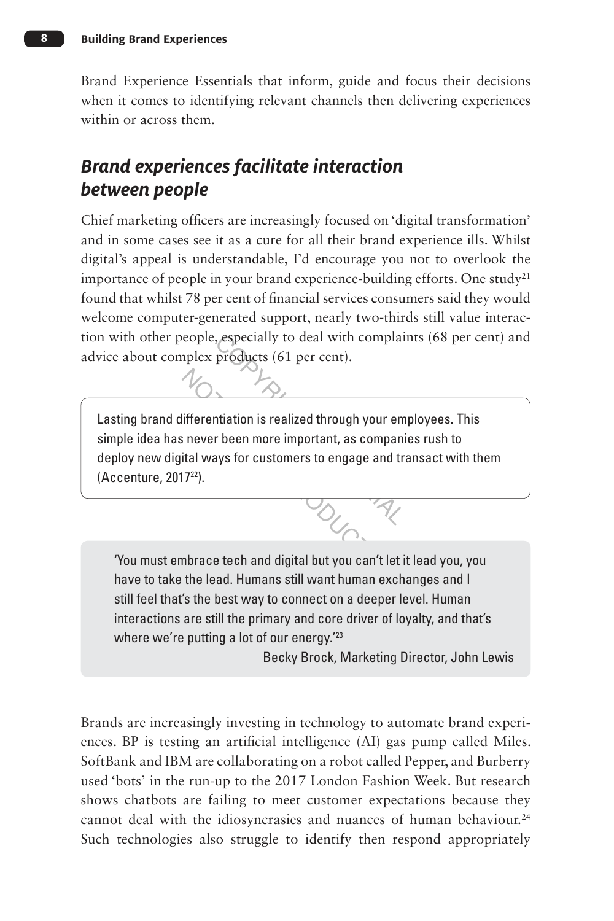Brand Experience Essentials that inform, guide and focus their decisions when it comes to identifying relevant channels then delivering experiences within or across them.

## *Brand experiences facilitate interaction between people*

Chief marketing officers are increasingly focused on 'digital transformation' and in some cases see it as a cure for all their brand experience ills. Whilst digital's appeal is understandable, I'd encourage you not to overlook the importance of people in your brand experience-building efforts. One study[21] found that whilst 78 per cent of financial services consumers said they would welcome computer-generated support, nearly two-thirds still value interaction with other people, especially to deal with complaints (68 per cent) and advice about complex products (61 per cent).

> Lasting brand differentiation is realized through your employees. This simple idea has never been more important, as companies rush to deploy new digital ways for customers to engage and transact with them (Accenture, 2017[22]).

> 'You must embrace tech and digital but you can't let it lead you, you have to take the lead. Humans still want human exchanges and I still feel that's the best way to connect on a deeper level. Human interactions are still the primary and core driver of loyalty, and that's where we're putting a lot of our energy.'[23]
>
> Becky Brock, Marketing Director, John Lewis

Brands are increasingly investing in technology to automate brand experiences. BP is testing an artificial intelligence (AI) gas pump called Miles. SoftBank and IBM are collaborating on a robot called Pepper, and Burberry used 'bots' in the run-up to the 2017 London Fashion Week. But research shows chatbots are failing to meet customer expectations because they cannot deal with the idiosyncrasies and nuances of human behaviour.[24] Such technologies also struggle to identify then respond appropriately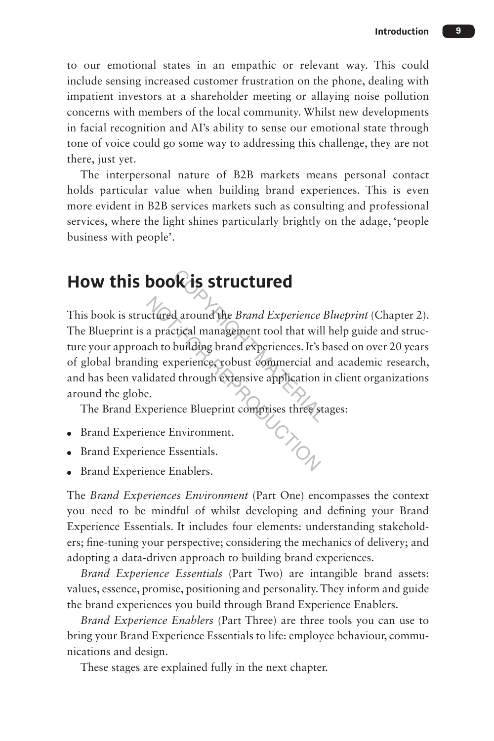to our emotional states in an empathic or relevant way. This could include sensing increased customer frustration on the phone, dealing with impatient investors at a shareholder meeting or allaying noise pollution concerns with members of the local community. Whilst new developments in facial recognition and AI's ability to sense our emotional state through tone of voice could go some way to addressing this challenge, they are not there, just yet.

The interpersonal nature of B2B markets means personal contact holds particular value when building brand experiences. This is even more evident in B2B services markets such as consulting and professional services, where the light shines particularly brightly on the adage, 'people business with people'.

## How this book is structured

This book is structured around the *Brand Experience Blueprint* (Chapter 2). The Blueprint is a practical management tool that will help guide and structure your approach to building brand experiences. It's based on over 20 years of global branding experience, robust commercial and academic research, and has been validated through extensive application in client organizations around the globe.

The Brand Experience Blueprint comprises three stages:

- Brand Experience Environment.
- Brand Experience Essentials.
- Brand Experience Enablers.

The *Brand Experiences Environment* (Part One) encompasses the context you need to be mindful of whilst developing and defining your Brand Experience Essentials. It includes four elements: understanding stakeholders; fine-tuning your perspective; considering the mechanics of delivery; and adopting a data-driven approach to building brand experiences.

*Brand Experience Essentials* (Part Two) are intangible brand assets: values, essence, promise, positioning and personality. They inform and guide the brand experiences you build through Brand Experience Enablers.

*Brand Experience Enablers* (Part Three) are three tools you can use to bring your Brand Experience Essentials to life: employee behaviour, communications and design.

These stages are explained fully in the next chapter.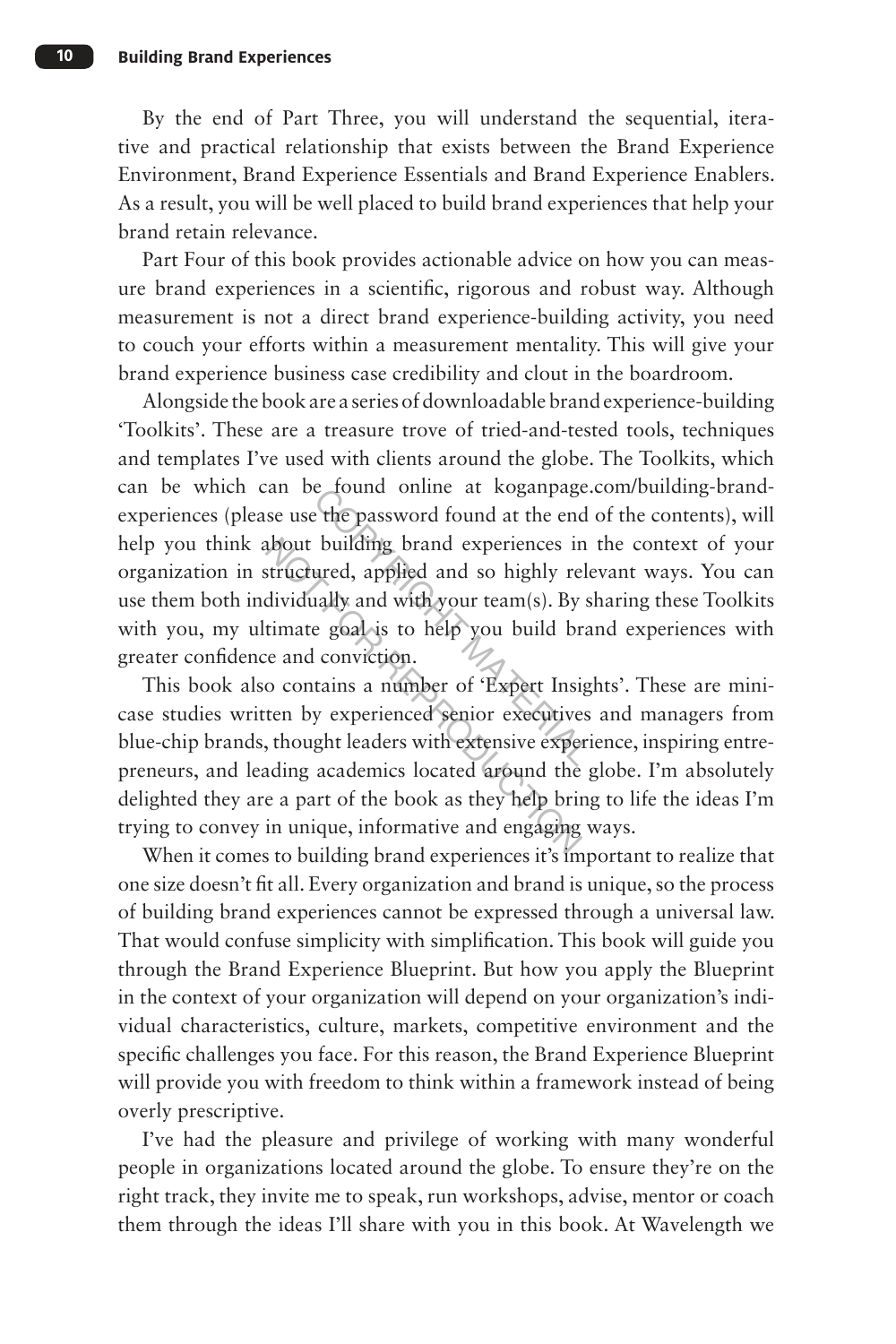By the end of Part Three, you will understand the sequential, iterative and practical relationship that exists between the Brand Experience Environment, Brand Experience Essentials and Brand Experience Enablers. As a result, you will be well placed to build brand experiences that help your brand retain relevance.

Part Four of this book provides actionable advice on how you can measure brand experiences in a scientific, rigorous and robust way. Although measurement is not a direct brand experience-building activity, you need to couch your efforts within a measurement mentality. This will give your brand experience business case credibility and clout in the boardroom.

Alongside the book are a series of downloadable brand experience-building 'Toolkits'. These are a treasure trove of tried-and-tested tools, techniques and templates I've used with clients around the globe. The Toolkits, which can be which can be found online at koganpage.com/building-brand-experiences (please use the password found at the end of the contents), will help you think about building brand experiences in the context of your organization in structured, applied and so highly relevant ways. You can use them both individually and with your team(s). By sharing these Toolkits with you, my ultimate goal is to help you build brand experiences with greater confidence and conviction.

This book also contains a number of 'Expert Insights'. These are mini-case studies written by experienced senior executives and managers from blue-chip brands, thought leaders with extensive experience, inspiring entrepreneurs, and leading academics located around the globe. I'm absolutely delighted they are a part of the book as they help bring to life the ideas I'm trying to convey in unique, informative and engaging ways.

When it comes to building brand experiences it's important to realize that one size doesn't fit all. Every organization and brand is unique, so the process of building brand experiences cannot be expressed through a universal law. That would confuse simplicity with simplification. This book will guide you through the Brand Experience Blueprint. But how you apply the Blueprint in the context of your organization will depend on your organization's individual characteristics, culture, markets, competitive environment and the specific challenges you face. For this reason, the Brand Experience Blueprint will provide you with freedom to think within a framework instead of being overly prescriptive.

I've had the pleasure and privilege of working with many wonderful people in organizations located around the globe. To ensure they're on the right track, they invite me to speak, run workshops, advise, mentor or coach them through the ideas I'll share with you in this book. At Wavelength we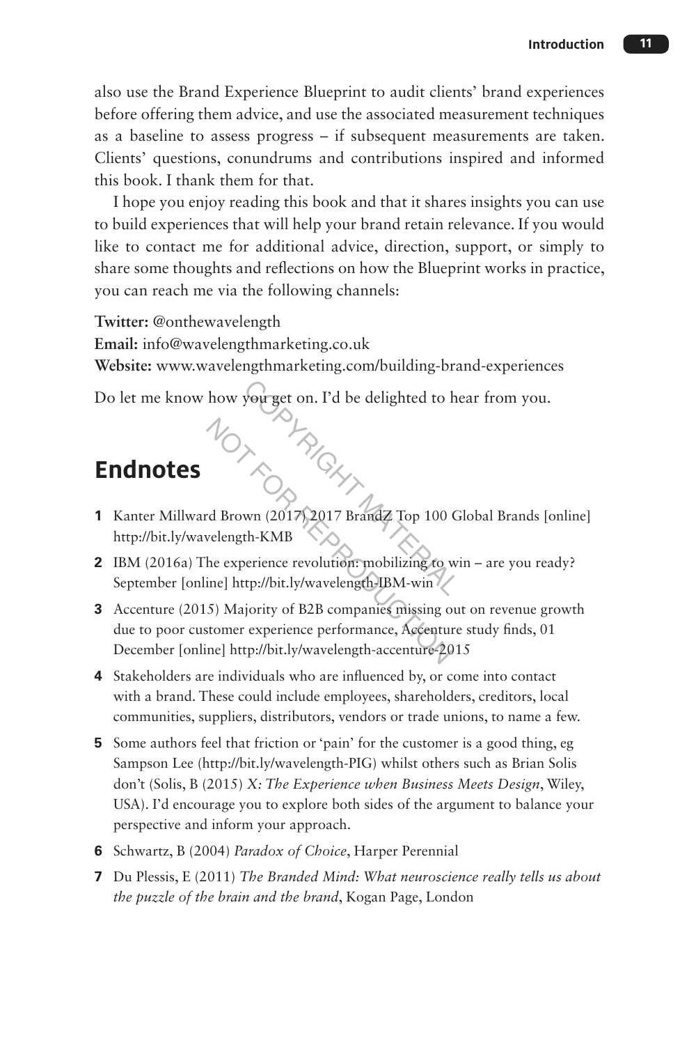also use the Brand Experience Blueprint to audit clients' brand experiences before offering them advice, and use the associated measurement techniques as a baseline to assess progress – if subsequent measurements are taken. Clients' questions, conundrums and contributions inspired and informed this book. I thank them for that.

I hope you enjoy reading this book and that it shares insights you can use to build experiences that will help your brand retain relevance. If you would like to contact me for additional advice, direction, support, or simply to share some thoughts and reflections on how the Blueprint works in practice, you can reach me via the following channels:

**Twitter:** @onthewavelength
**Email:** info@wavelengthmarketing.co.uk
**Website:** www.wavelengthmarketing.com/building-brand-experiences

Do let me know how you get on. I'd be delighted to hear from you.

## Endnotes

1. Kanter Millward Brown (2017) 2017 BrandZ Top 100 Global Brands [online] http://bit.ly/wavelength-KMB
2. IBM (2016a) The experience revolution: mobilizing to win – are you ready? September [online] http://bit.ly/wavelength-IBM-win
3. Accenture (2015) Majority of B2B companies missing out on revenue growth due to poor customer experience performance, Accenture study finds, 01 December [online] http://bit.ly/wavelength-accenture-2015
4. Stakeholders are individuals who are influenced by, or come into contact with a brand. These could include employees, shareholders, creditors, local communities, suppliers, distributors, vendors or trade unions, to name a few.
5. Some authors feel that friction or 'pain' for the customer is a good thing, eg Sampson Lee (http://bit.ly/wavelength-PIG) whilst others such as Brian Solis don't (Solis, B (2015) *X: The Experience when Business Meets Design*, Wiley, USA). I'd encourage you to explore both sides of the argument to balance your perspective and inform your approach.
6. Schwartz, B (2004) *Paradox of Choice*, Harper Perennial
7. Du Plessis, E (2011) *The Branded Mind: What neuroscience really tells us about the puzzle of the brain and the brand*, Kogan Page, London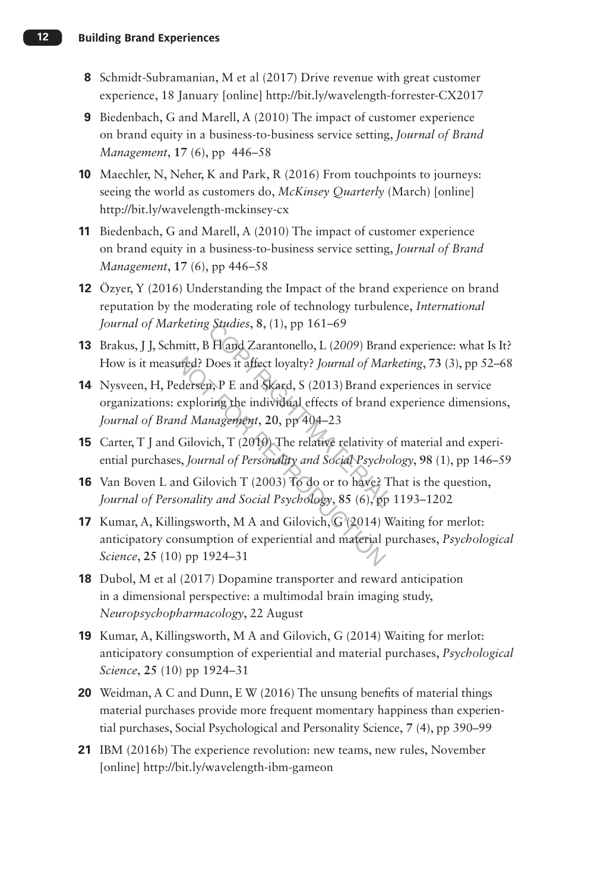8. Schmidt-Subramanian, M et al (2017) Drive revenue with great customer experience, 18 January [online] http://bit.ly/wavelength-forrester-CX2017
9. Biedenbach, G and Marell, A (2010) The impact of customer experience on brand equity in a business-to-business service setting, *Journal of Brand Management*, **17** (6), pp 446–58
10. Maechler, N, Neher, K and Park, R (2016) From touchpoints to journeys: seeing the world as customers do, *McKinsey Quarterly* (March) [online] http://bit.ly/wavelength-mckinsey-cx
11. Biedenbach, G and Marell, A (2010) The impact of customer experience on brand equity in a business-to-business service setting, *Journal of Brand Management*, **17** (6), pp 446–58
12. Özyer, Y (2016) Understanding the Impact of the brand experience on brand reputation by the moderating role of technology turbulence, *International Journal of Marketing Studies*, **8**, (1), pp 161–69
13. Brakus, J J, Schmitt, B H and Zarantonello, L (*2009*) Brand experience: what Is It? How is it measured? Does it affect loyalty? *Journal of Marketing*, **73** (3), pp 52–68
14. Nysveen, H, Pedersen, P E and Skard, S (2013) Brand experiences in service organizations: exploring the individual effects of brand experience dimensions, *Journal of Brand Management*, **20**, pp 404–23
15. Carter, T J and Gilovich, T (2010) The relative relativity of material and experiential purchases, *Journal of Personality and Social Psychology*, **98** (1), pp 146–59
16. Van Boven L and Gilovich T (2003) To do or to have? That is the question, *Journal of Personality and Social Psychology*, **85** (6), pp 1193–1202
17. Kumar, A, Killingsworth, M A and Gilovich, G (2014) Waiting for merlot: anticipatory consumption of experiential and material purchases, *Psychological Science*, **25** (10) pp 1924–31
18. Dubol, M et al (2017) Dopamine transporter and reward anticipation in a dimensional perspective: a multimodal brain imaging study, *Neuropsychopharmacology*, 22 August
19. Kumar, A, Killingsworth, M A and Gilovich, G (2014) Waiting for merlot: anticipatory consumption of experiential and material purchases, *Psychological Science*, **25** (10) pp 1924–31
20. Weidman, A C and Dunn, E W (2016) The unsung benefits of material things material purchases provide more frequent momentary happiness than experiential purchases, Social Psychological and Personality Science, **7** (4), pp 390–99
21. IBM (2016b) The experience revolution: new teams, new rules, November [online] http://bit.ly/wavelength-ibm-gameon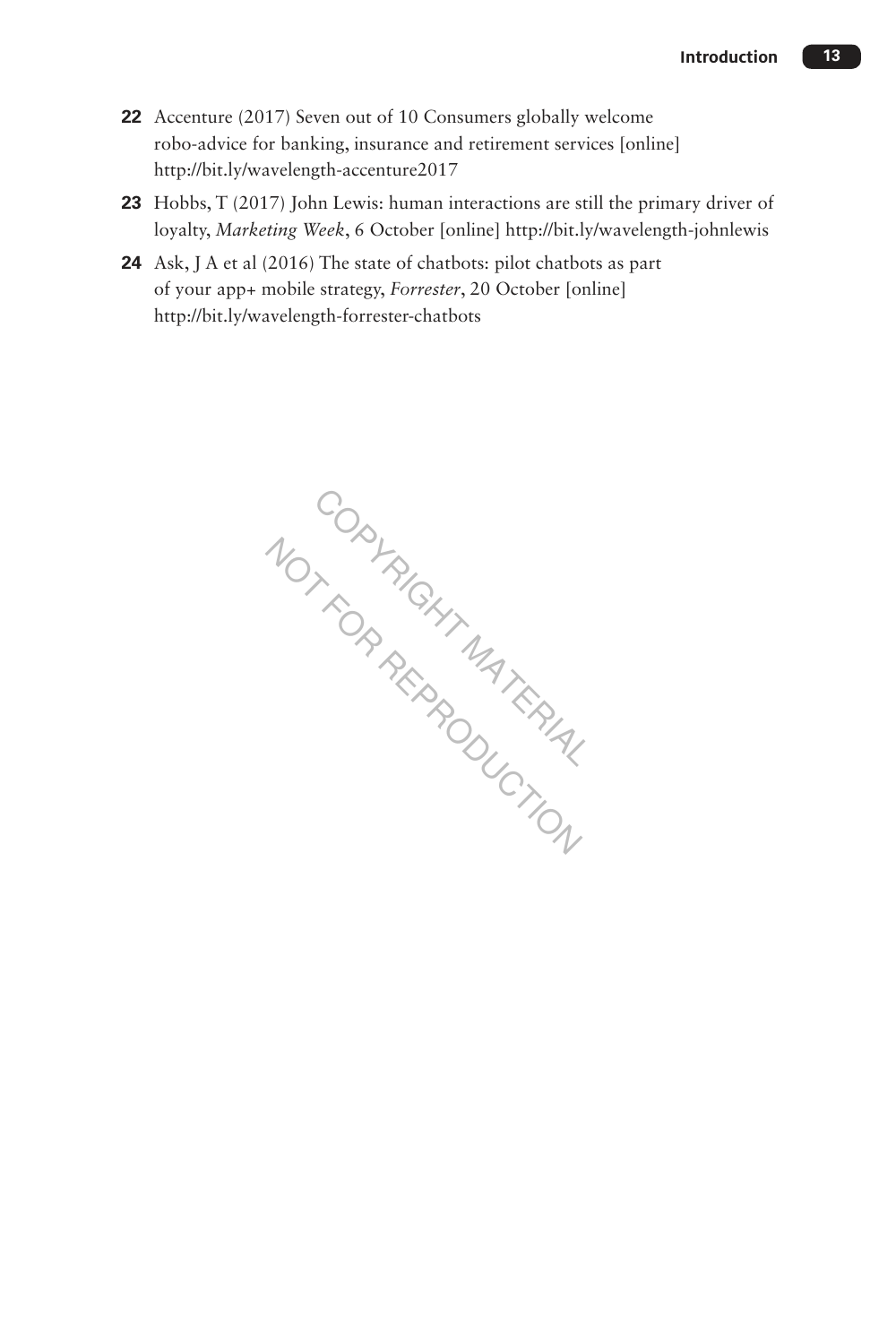22. Accenture (2017) Seven out of 10 Consumers globally welcome robo-advice for banking, insurance and retirement services [online] http://bit.ly/wavelength-accenture2017
23. Hobbs, T (2017) John Lewis: human interactions are still the primary driver of loyalty, *Marketing Week*, 6 October [online] http://bit.ly/wavelength-johnlewis
24. Ask, J A et al (2016) The state of chatbots: pilot chatbots as part of your app+ mobile strategy, *Forrester*, 20 October [online] http://bit.ly/wavelength-forrester-chatbots